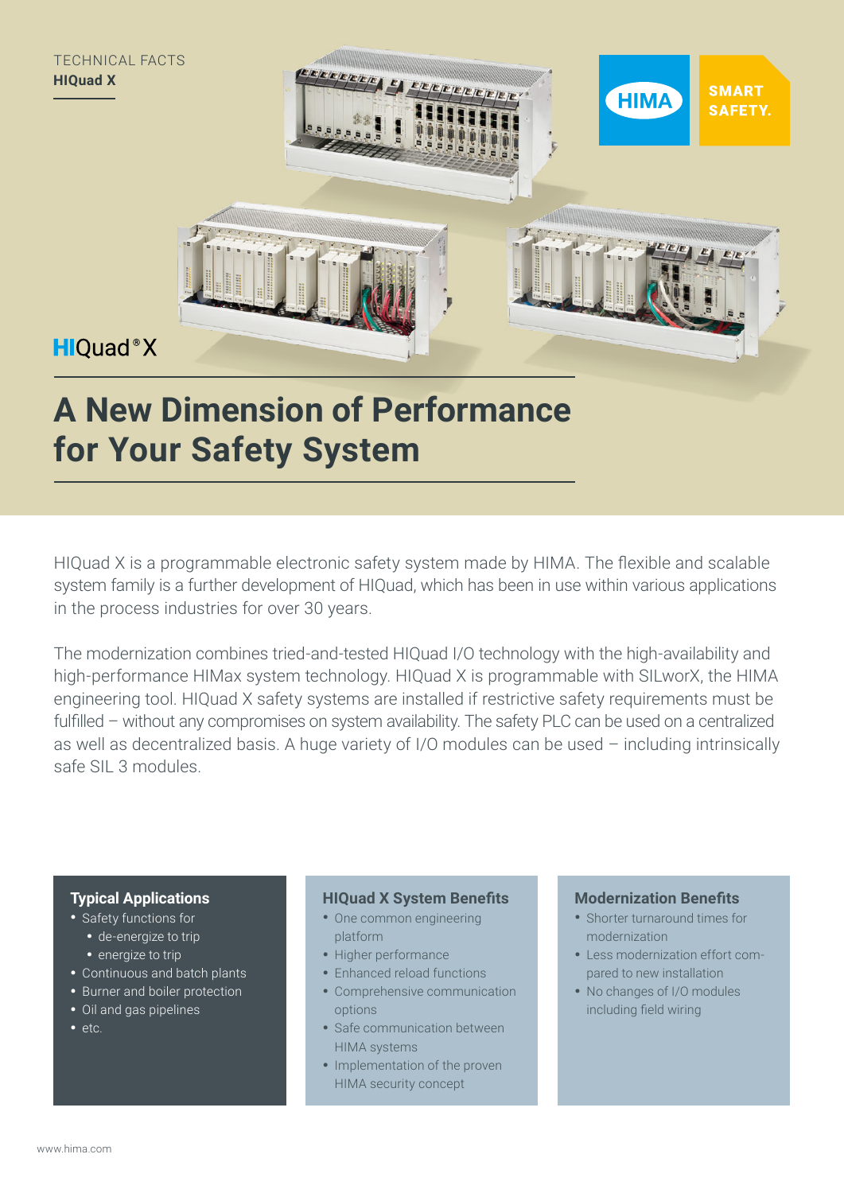TECHNICAL FACTS
**HIQuad X**

HIMA SMART SAFETY.

HIQuad®X

# A New Dimension of Performance for Your Safety System

HIQuad X is a programmable electronic safety system made by HIMA. The flexible and scalable system family is a further development of HIQuad, which has been in use within various applications in the process industries for over 30 years.

The modernization combines tried-and-tested HIQuad I/O technology with the high-availability and high-performance HIMax system technology. HIQuad X is programmable with SILworX, the HIMA engineering tool. HIQuad X safety systems are installed if restrictive safety requirements must be fulfilled – without any compromises on system availability. The safety PLC can be used on a centralized as well as decentralized basis. A huge variety of I/O modules can be used – including intrinsically safe SIL 3 modules.

### Typical Applications

- Safety functions for
  - de-energize to trip
  - energize to trip
- Continuous and batch plants
- Burner and boiler protection
- Oil and gas pipelines
- etc.

### HIQuad X System Benefits

- One common engineering platform
- Higher performance
- Enhanced reload functions
- Comprehensive communication options
- Safe communication between HIMA systems
- Implementation of the proven HIMA security concept

### Modernization Benefits

- Shorter turnaround times for modernization
- Less modernization effort compared to new installation
- No changes of I/O modules including field wiring

www.hima.com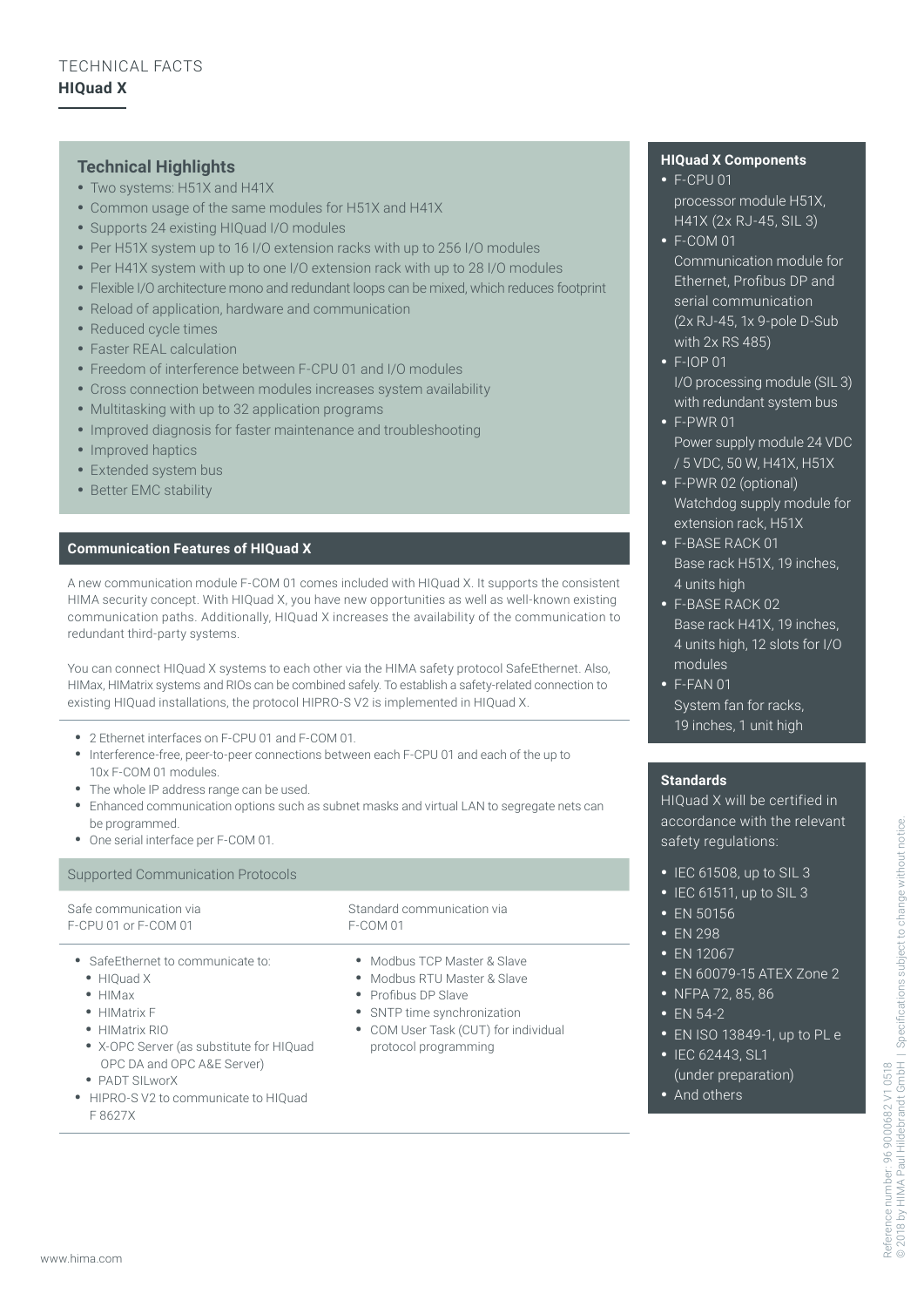TECHNICAL FACTS
**HIQuad X**

## Technical Highlights

- Two systems: H51X and H41X
- Common usage of the same modules for H51X and H41X
- Supports 24 existing HIQuad I/O modules
- Per H51X system up to 16 I/O extension racks with up to 256 I/O modules
- Per H41X system with up to one I/O extension rack with up to 28 I/O modules
- Flexible I/O architecture mono and redundant loops can be mixed, which reduces footprint
- Reload of application, hardware and communication
- Reduced cycle times
- Faster REAL calculation
- Freedom of interference between F-CPU 01 and I/O modules
- Cross connection between modules increases system availability
- Multitasking with up to 32 application programs
- Improved diagnosis for faster maintenance and troubleshooting
- Improved haptics
- Extended system bus
- Better EMC stability

### Communication Features of HIQuad X

A new communication module F-COM 01 comes included with HIQuad X. It supports the consistent HIMA security concept. With HIQuad X, you have new opportunities as well as well-known existing communication paths. Additionally, HIQuad X increases the availability of the communication to redundant third-party systems.

You can connect HIQuad X systems to each other via the HIMA safety protocol SafeEthernet. Also, HIMax, HIMatrix systems and RIOs can be combined safely. To establish a safety-related connection to existing HIQuad installations, the protocol HIPRO-S V2 is implemented in HIQuad X.

- 2 Ethernet interfaces on F-CPU 01 and F-COM 01.
- Interference-free, peer-to-peer connections between each F-CPU 01 and each of the up to 10x F-COM 01 modules.
- The whole IP address range can be used.
- Enhanced communication options such as subnet masks and virtual LAN to segregate nets can be programmed.
- One serial interface per F-COM 01.

### Supported Communication Protocols

Safe communication via F-CPU 01 or F-COM 01

- SafeEthernet to communicate to:
  - HIQuad X
  - HIMax
  - HIMatrix F
  - HIMatrix RIO
  - X-OPC Server (as substitute for HIQuad OPC DA and OPC A&E Server)
  - PADT SILworX
- HIPRO-S V2 to communicate to HIQuad F 8627X

Standard communication via F-COM 01

- Modbus TCP Master & Slave
- Modbus RTU Master & Slave
- Profibus DP Slave
- SNTP time synchronization
- COM User Task (CUT) for individual protocol programming

### HIQuad X Components

- F-CPU 01
  processor module H51X, H41X (2x RJ-45, SIL 3)
- F-COM 01
  Communication module for Ethernet, Profibus DP and serial communication (2x RJ-45, 1x 9-pole D-Sub with 2x RS 485)
- F-IOP 01
  I/O processing module (SIL 3) with redundant system bus
- F-PWR 01
  Power supply module 24 VDC / 5 VDC, 50 W, H41X, H51X
- F-PWR 02 (optional)
  Watchdog supply module for extension rack, H51X
- F-BASE RACK 01
  Base rack H51X, 19 inches, 4 units high
- F-BASE RACK 02
  Base rack H41X, 19 inches, 4 units high, 12 slots for I/O modules
- F-FAN 01
  System fan for racks, 19 inches, 1 unit high

### Standards

HIQuad X will be certified in accordance with the relevant safety regulations:

- IEC 61508, up to SIL 3
- IEC 61511, up to SIL 3
- EN 50156
- EN 298
- EN 12067
- EN 60079-15 ATEX Zone 2
- NFPA 72, 85, 86
- EN 54-2
- EN ISO 13849-1, up to PL e
- IEC 62443, SL1
  (under preparation)
- And others

Reference number: 96 9000682 V1 0518
© 2018 by HIMA Paul Hildebrandt GmbH | Specifications subject to change without notice.

www.hima.com